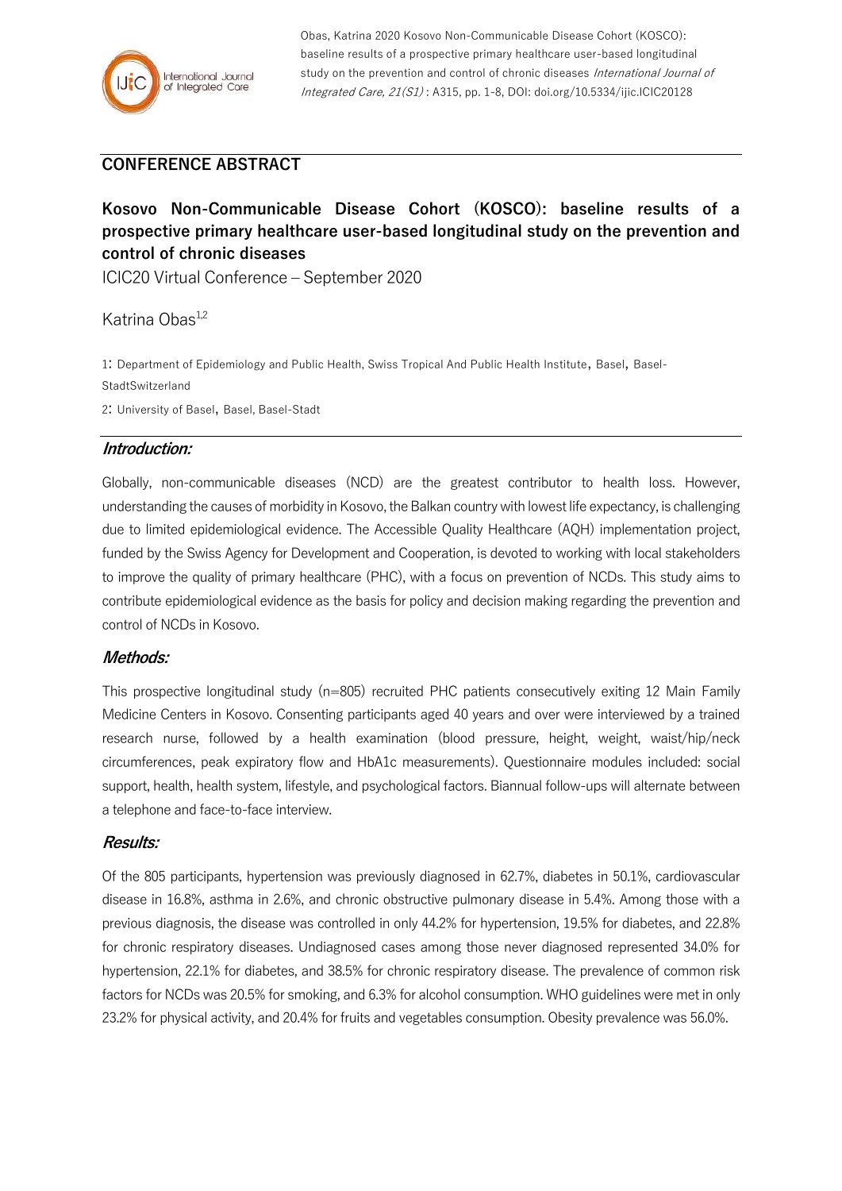Obas, Katrina 2020 Kosovo Non-Communicable Disease Cohort (KOSCO): baseline results of a prospective primary healthcare user-based longitudinal study on the prevention and control of chronic diseases *International Journal of Integrated Care, 21(S1)* : A315, pp. 1-8, DOI: doi.org/10.5334/ijic.ICIC20128

## CONFERENCE ABSTRACT

# Kosovo Non-Communicable Disease Cohort (KOSCO): baseline results of a prospective primary healthcare user-based longitudinal study on the prevention and control of chronic diseases

ICIC20 Virtual Conference – September 2020

Katrina Obas[1,2]

1: Department of Epidemiology and Public Health, Swiss Tropical And Public Health Institute, Basel, Basel-StadtSwitzerland

2: University of Basel, Basel, Basel-Stadt

### *Introduction:*

Globally, non-communicable diseases (NCD) are the greatest contributor to health loss. However, understanding the causes of morbidity in Kosovo, the Balkan country with lowest life expectancy, is challenging due to limited epidemiological evidence. The Accessible Quality Healthcare (AQH) implementation project, funded by the Swiss Agency for Development and Cooperation, is devoted to working with local stakeholders to improve the quality of primary healthcare (PHC), with a focus on prevention of NCDs. This study aims to contribute epidemiological evidence as the basis for policy and decision making regarding the prevention and control of NCDs in Kosovo.

### *Methods:*

This prospective longitudinal study (n=805) recruited PHC patients consecutively exiting 12 Main Family Medicine Centers in Kosovo. Consenting participants aged 40 years and over were interviewed by a trained research nurse, followed by a health examination (blood pressure, height, weight, waist/hip/neck circumferences, peak expiratory flow and HbA1c measurements). Questionnaire modules included: social support, health, health system, lifestyle, and psychological factors. Biannual follow-ups will alternate between a telephone and face-to-face interview.

### *Results:*

Of the 805 participants, hypertension was previously diagnosed in 62.7%, diabetes in 50.1%, cardiovascular disease in 16.8%, asthma in 2.6%, and chronic obstructive pulmonary disease in 5.4%. Among those with a previous diagnosis, the disease was controlled in only 44.2% for hypertension, 19.5% for diabetes, and 22.8% for chronic respiratory diseases. Undiagnosed cases among those never diagnosed represented 34.0% for hypertension, 22.1% for diabetes, and 38.5% for chronic respiratory disease. The prevalence of common risk factors for NCDs was 20.5% for smoking, and 6.3% for alcohol consumption. WHO guidelines were met in only 23.2% for physical activity, and 20.4% for fruits and vegetables consumption. Obesity prevalence was 56.0%.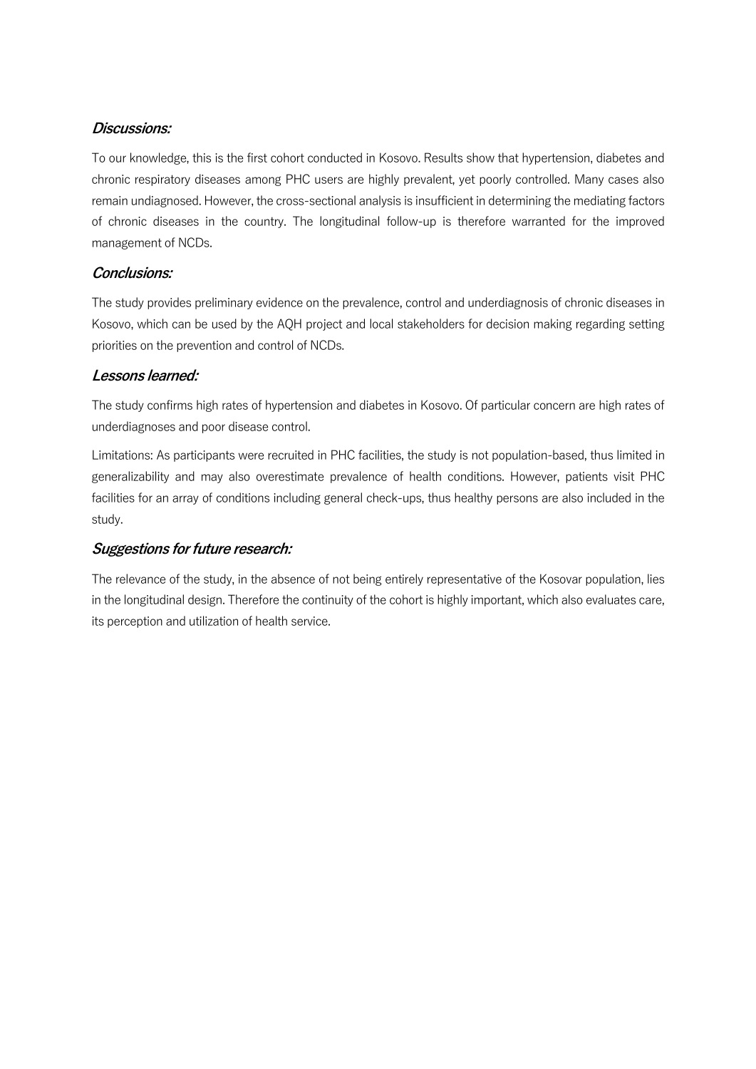### *Discussions:*

To our knowledge, this is the first cohort conducted in Kosovo. Results show that hypertension, diabetes and chronic respiratory diseases among PHC users are highly prevalent, yet poorly controlled. Many cases also remain undiagnosed. However, the cross-sectional analysis is insufficient in determining the mediating factors of chronic diseases in the country. The longitudinal follow-up is therefore warranted for the improved management of NCDs.

### *Conclusions:*

The study provides preliminary evidence on the prevalence, control and underdiagnosis of chronic diseases in Kosovo, which can be used by the AQH project and local stakeholders for decision making regarding setting priorities on the prevention and control of NCDs.

### *Lessons learned:*

The study confirms high rates of hypertension and diabetes in Kosovo. Of particular concern are high rates of underdiagnoses and poor disease control.

Limitations: As participants were recruited in PHC facilities, the study is not population-based, thus limited in generalizability and may also overestimate prevalence of health conditions. However, patients visit PHC facilities for an array of conditions including general check-ups, thus healthy persons are also included in the study.

### *Suggestions for future research:*

The relevance of the study, in the absence of not being entirely representative of the Kosovar population, lies in the longitudinal design. Therefore the continuity of the cohort is highly important, which also evaluates care, its perception and utilization of health service.